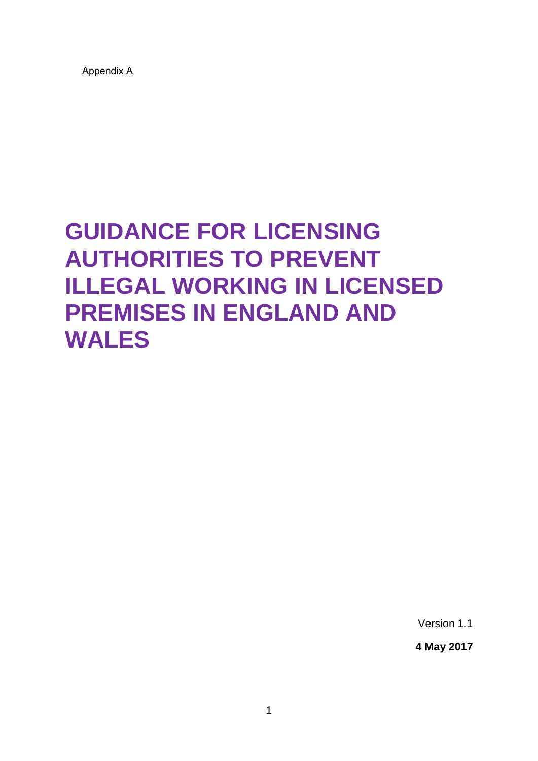Appendix A

# GUIDANCE FOR LICENSING AUTHORITIES TO PREVENT ILLEGAL WORKING IN LICENSED PREMISES IN ENGLAND AND WALES

Version 1.1

**4 May 2017**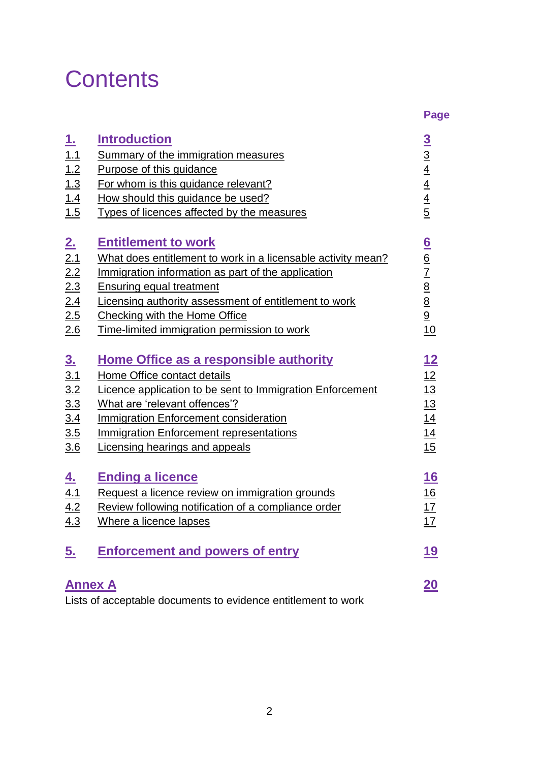# Contents

| | | Page |
|---|---|---|
| **1.** | **Introduction** | **3** |
| 1.1 | Summary of the immigration measures | 3 |
| 1.2 | Purpose of this guidance | 4 |
| 1.3 | For whom is this guidance relevant? | 4 |
| 1.4 | How should this guidance be used? | 4 |
| 1.5 | Types of licences affected by the measures | 5 |
| **2.** | **Entitlement to work** | **6** |
| 2.1 | What does entitlement to work in a licensable activity mean? | 6 |
| 2.2 | Immigration information as part of the application | 7 |
| 2.3 | Ensuring equal treatment | 8 |
| 2.4 | Licensing authority assessment of entitlement to work | 8 |
| 2.5 | Checking with the Home Office | 9 |
| 2.6 | Time-limited immigration permission to work | 10 |
| **3.** | **Home Office as a responsible authority** | **12** |
| 3.1 | Home Office contact details | 12 |
| 3.2 | Licence application to be sent to Immigration Enforcement | 13 |
| 3.3 | What are 'relevant offences'? | 13 |
| 3.4 | Immigration Enforcement consideration | 14 |
| 3.5 | Immigration Enforcement representations | 14 |
| 3.6 | Licensing hearings and appeals | 15 |
| **4.** | **Ending a licence** | **16** |
| 4.1 | Request a licence review on immigration grounds | 16 |
| 4.2 | Review following notification of a compliance order | 17 |
| 4.3 | Where a licence lapses | 17 |
| **5.** | **Enforcement and powers of entry** | **19** |
| **Annex A** | Lists of acceptable documents to evidence entitlement to work | **20** |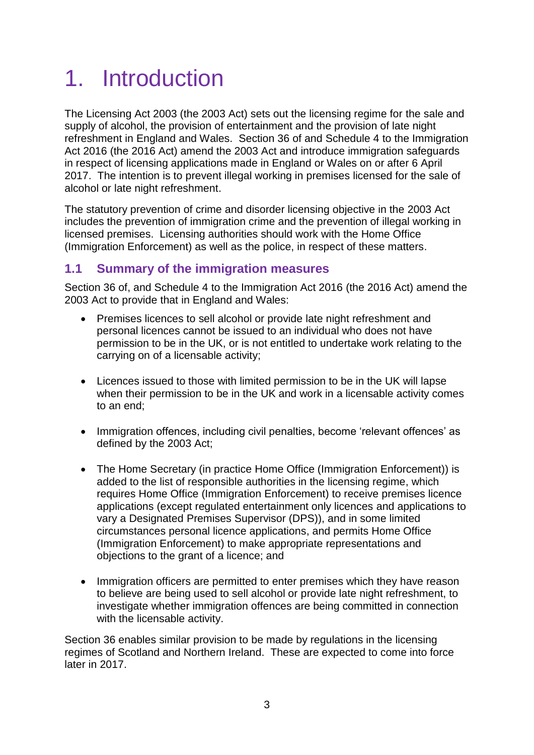# 1. Introduction

The Licensing Act 2003 (the 2003 Act) sets out the licensing regime for the sale and supply of alcohol, the provision of entertainment and the provision of late night refreshment in England and Wales. Section 36 of and Schedule 4 to the Immigration Act 2016 (the 2016 Act) amend the 2003 Act and introduce immigration safeguards in respect of licensing applications made in England or Wales on or after 6 April 2017. The intention is to prevent illegal working in premises licensed for the sale of alcohol or late night refreshment.

The statutory prevention of crime and disorder licensing objective in the 2003 Act includes the prevention of immigration crime and the prevention of illegal working in licensed premises. Licensing authorities should work with the Home Office (Immigration Enforcement) as well as the police, in respect of these matters.

## 1.1 Summary of the immigration measures

Section 36 of, and Schedule 4 to the Immigration Act 2016 (the 2016 Act) amend the 2003 Act to provide that in England and Wales:

- Premises licences to sell alcohol or provide late night refreshment and personal licences cannot be issued to an individual who does not have permission to be in the UK, or is not entitled to undertake work relating to the carrying on of a licensable activity;
- Licences issued to those with limited permission to be in the UK will lapse when their permission to be in the UK and work in a licensable activity comes to an end;
- Immigration offences, including civil penalties, become 'relevant offences' as defined by the 2003 Act;
- The Home Secretary (in practice Home Office (Immigration Enforcement)) is added to the list of responsible authorities in the licensing regime, which requires Home Office (Immigration Enforcement) to receive premises licence applications (except regulated entertainment only licences and applications to vary a Designated Premises Supervisor (DPS)), and in some limited circumstances personal licence applications, and permits Home Office (Immigration Enforcement) to make appropriate representations and objections to the grant of a licence; and
- Immigration officers are permitted to enter premises which they have reason to believe are being used to sell alcohol or provide late night refreshment, to investigate whether immigration offences are being committed in connection with the licensable activity.

Section 36 enables similar provision to be made by regulations in the licensing regimes of Scotland and Northern Ireland. These are expected to come into force later in 2017.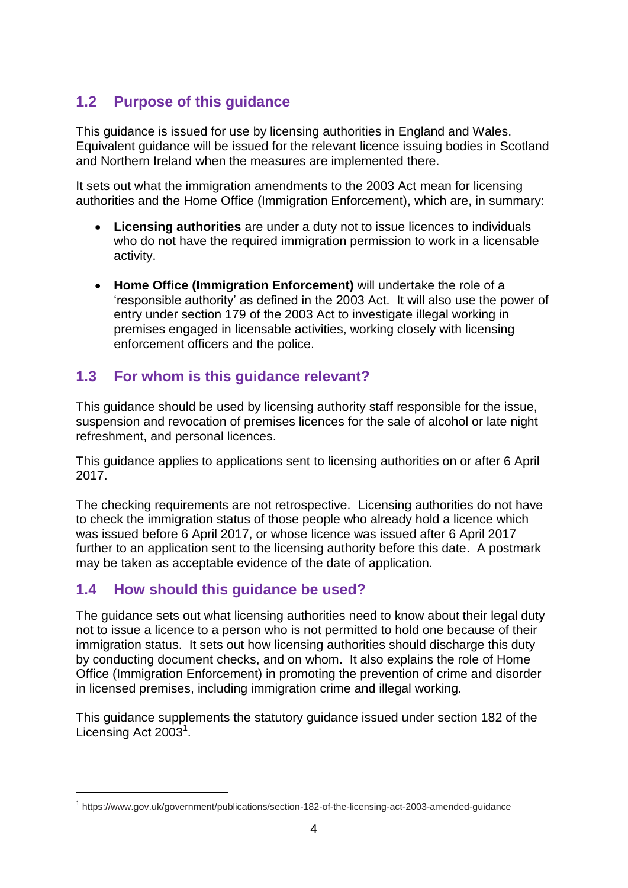## 1.2 Purpose of this guidance

This guidance is issued for use by licensing authorities in England and Wales. Equivalent guidance will be issued for the relevant licence issuing bodies in Scotland and Northern Ireland when the measures are implemented there.

It sets out what the immigration amendments to the 2003 Act mean for licensing authorities and the Home Office (Immigration Enforcement), which are, in summary:

- **Licensing authorities** are under a duty not to issue licences to individuals who do not have the required immigration permission to work in a licensable activity.

- **Home Office (Immigration Enforcement)** will undertake the role of a 'responsible authority' as defined in the 2003 Act. It will also use the power of entry under section 179 of the 2003 Act to investigate illegal working in premises engaged in licensable activities, working closely with licensing enforcement officers and the police.

## 1.3 For whom is this guidance relevant?

This guidance should be used by licensing authority staff responsible for the issue, suspension and revocation of premises licences for the sale of alcohol or late night refreshment, and personal licences.

This guidance applies to applications sent to licensing authorities on or after 6 April 2017.

The checking requirements are not retrospective. Licensing authorities do not have to check the immigration status of those people who already hold a licence which was issued before 6 April 2017, or whose licence was issued after 6 April 2017 further to an application sent to the licensing authority before this date. A postmark may be taken as acceptable evidence of the date of application.

## 1.4 How should this guidance be used?

The guidance sets out what licensing authorities need to know about their legal duty not to issue a licence to a person who is not permitted to hold one because of their immigration status. It sets out how licensing authorities should discharge this duty by conducting document checks, and on whom. It also explains the role of Home Office (Immigration Enforcement) in promoting the prevention of crime and disorder in licensed premises, including immigration crime and illegal working.

This guidance supplements the statutory guidance issued under section 182 of the Licensing Act 2003[1].

---

[1] https://www.gov.uk/government/publications/section-182-of-the-licensing-act-2003-amended-guidance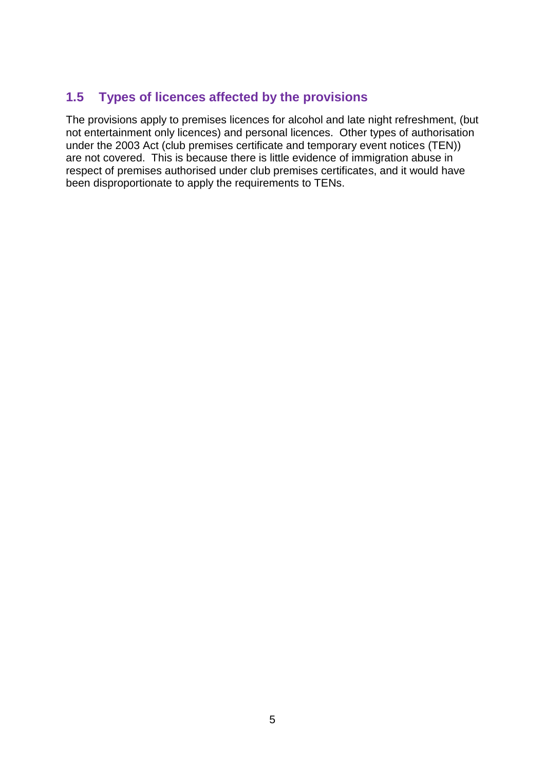## 1.5 Types of licences affected by the provisions

The provisions apply to premises licences for alcohol and late night refreshment, (but not entertainment only licences) and personal licences. Other types of authorisation under the 2003 Act (club premises certificate and temporary event notices (TEN)) are not covered. This is because there is little evidence of immigration abuse in respect of premises authorised under club premises certificates, and it would have been disproportionate to apply the requirements to TENs.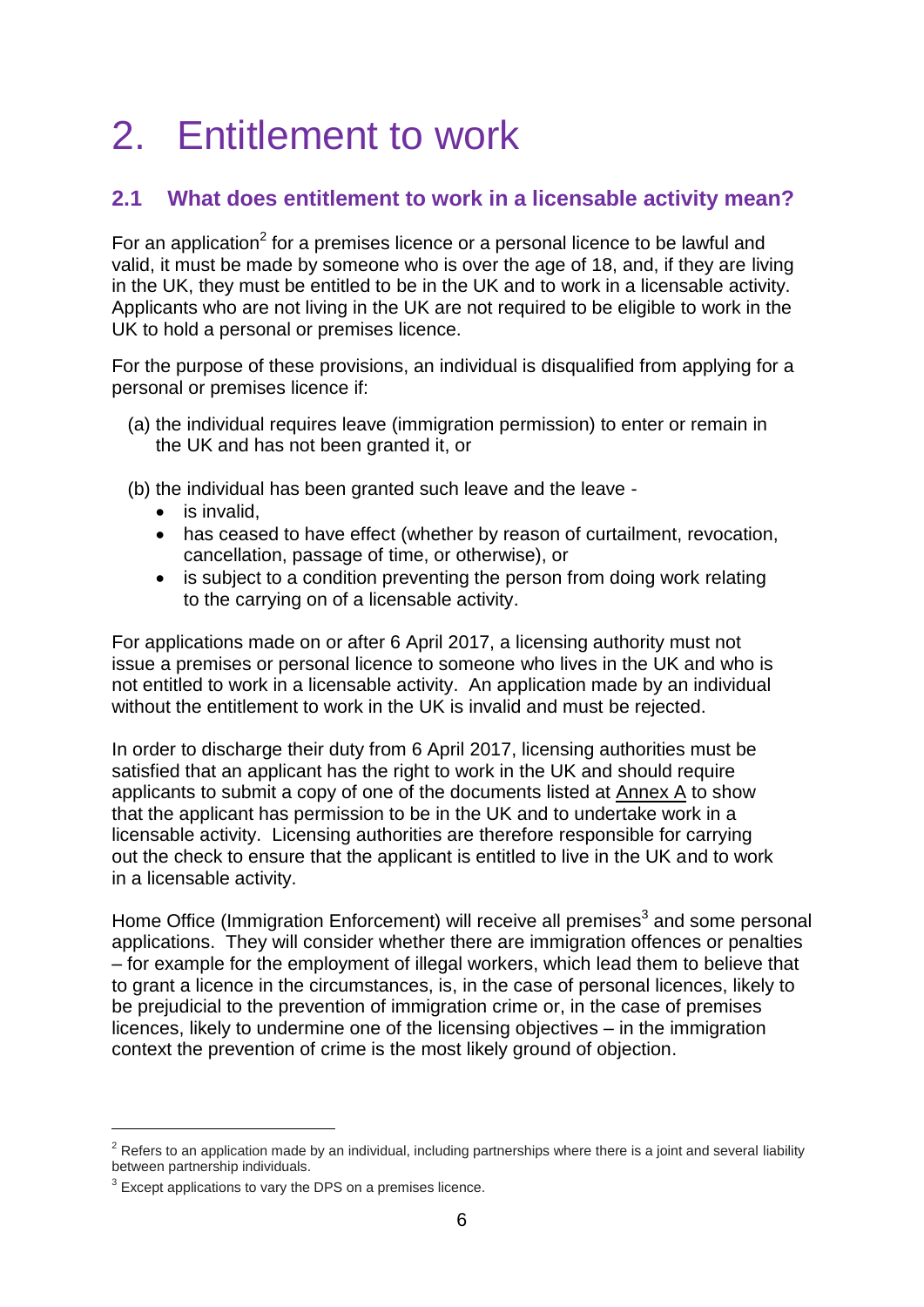# 2. Entitlement to work

## 2.1 What does entitlement to work in a licensable activity mean?

For an application[2] for a premises licence or a personal licence to be lawful and valid, it must be made by someone who is over the age of 18, and, if they are living in the UK, they must be entitled to be in the UK and to work in a licensable activity. Applicants who are not living in the UK are not required to be eligible to work in the UK to hold a personal or premises licence.

For the purpose of these provisions, an individual is disqualified from applying for a personal or premises licence if:

(a) the individual requires leave (immigration permission) to enter or remain in the UK and has not been granted it, or

(b) the individual has been granted such leave and the leave -

- is invalid,
- has ceased to have effect (whether by reason of curtailment, revocation, cancellation, passage of time, or otherwise), or
- is subject to a condition preventing the person from doing work relating to the carrying on of a licensable activity.

For applications made on or after 6 April 2017, a licensing authority must not issue a premises or personal licence to someone who lives in the UK and who is not entitled to work in a licensable activity. An application made by an individual without the entitlement to work in the UK is invalid and must be rejected.

In order to discharge their duty from 6 April 2017, licensing authorities must be satisfied that an applicant has the right to work in the UK and should require applicants to submit a copy of one of the documents listed at Annex A to show that the applicant has permission to be in the UK and to undertake work in a licensable activity. Licensing authorities are therefore responsible for carrying out the check to ensure that the applicant is entitled to live in the UK and to work in a licensable activity.

Home Office (Immigration Enforcement) will receive all premises[3] and some personal applications. They will consider whether there are immigration offences or penalties – for example for the employment of illegal workers, which lead them to believe that to grant a licence in the circumstances, is, in the case of personal licences, likely to be prejudicial to the prevention of immigration crime or, in the case of premises licences, likely to undermine one of the licensing objectives – in the immigration context the prevention of crime is the most likely ground of objection.

---

[2] Refers to an application made by an individual, including partnerships where there is a joint and several liability between partnership individuals.

[3] Except applications to vary the DPS on a premises licence.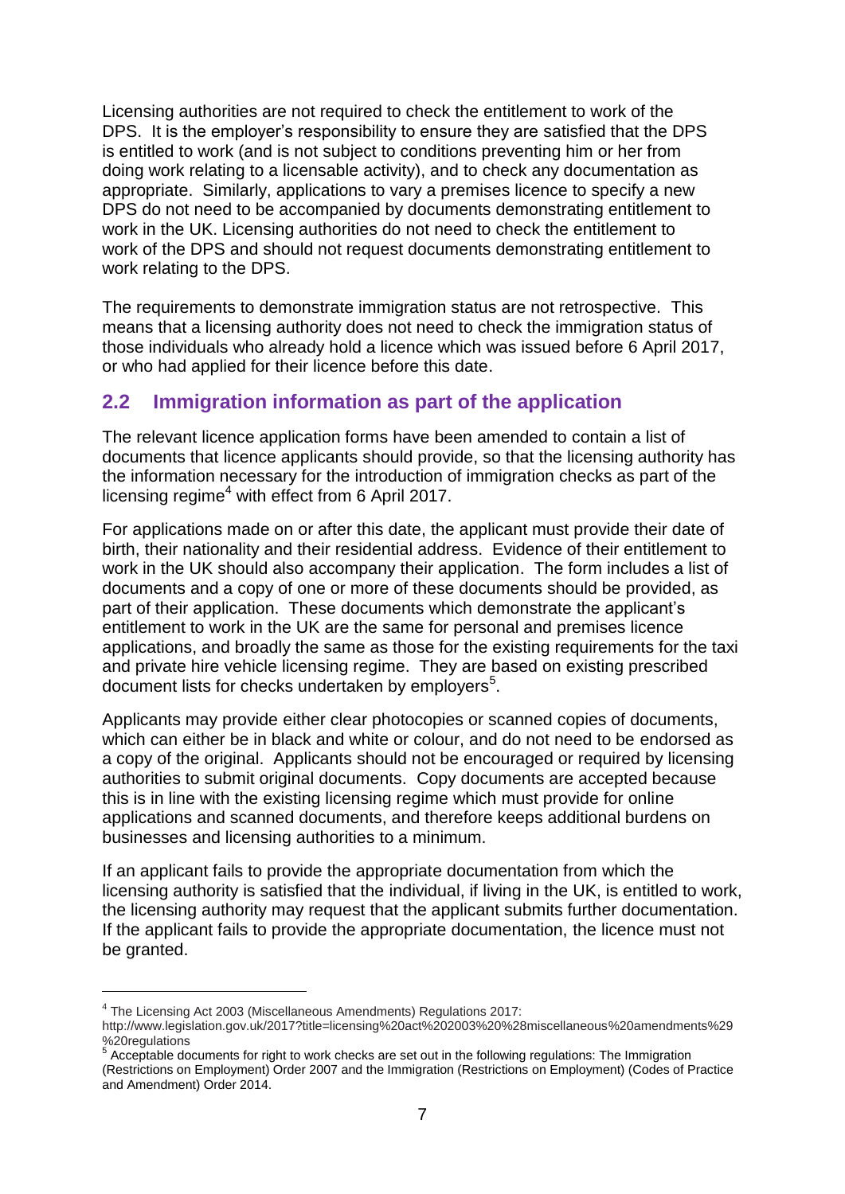Licensing authorities are not required to check the entitlement to work of the DPS. It is the employer's responsibility to ensure they are satisfied that the DPS is entitled to work (and is not subject to conditions preventing him or her from doing work relating to a licensable activity), and to check any documentation as appropriate. Similarly, applications to vary a premises licence to specify a new DPS do not need to be accompanied by documents demonstrating entitlement to work in the UK. Licensing authorities do not need to check the entitlement to work of the DPS and should not request documents demonstrating entitlement to work relating to the DPS.

The requirements to demonstrate immigration status are not retrospective. This means that a licensing authority does not need to check the immigration status of those individuals who already hold a licence which was issued before 6 April 2017, or who had applied for their licence before this date.

## 2.2 Immigration information as part of the application

The relevant licence application forms have been amended to contain a list of documents that licence applicants should provide, so that the licensing authority has the information necessary for the introduction of immigration checks as part of the licensing regime[4] with effect from 6 April 2017.

For applications made on or after this date, the applicant must provide their date of birth, their nationality and their residential address. Evidence of their entitlement to work in the UK should also accompany their application. The form includes a list of documents and a copy of one or more of these documents should be provided, as part of their application. These documents which demonstrate the applicant's entitlement to work in the UK are the same for personal and premises licence applications, and broadly the same as those for the existing requirements for the taxi and private hire vehicle licensing regime. They are based on existing prescribed document lists for checks undertaken by employers[5].

Applicants may provide either clear photocopies or scanned copies of documents, which can either be in black and white or colour, and do not need to be endorsed as a copy of the original. Applicants should not be encouraged or required by licensing authorities to submit original documents. Copy documents are accepted because this is in line with the existing licensing regime which must provide for online applications and scanned documents, and therefore keeps additional burdens on businesses and licensing authorities to a minimum.

If an applicant fails to provide the appropriate documentation from which the licensing authority is satisfied that the individual, if living in the UK, is entitled to work, the licensing authority may request that the applicant submits further documentation. If the applicant fails to provide the appropriate documentation, the licence must not be granted.

---

[4] The Licensing Act 2003 (Miscellaneous Amendments) Regulations 2017: http://www.legislation.gov.uk/2017?title=licensing%20act%202003%20%28miscellaneous%20amendments%29%20regulations

[5] Acceptable documents for right to work checks are set out in the following regulations: The Immigration (Restrictions on Employment) Order 2007 and the Immigration (Restrictions on Employment) (Codes of Practice and Amendment) Order 2014.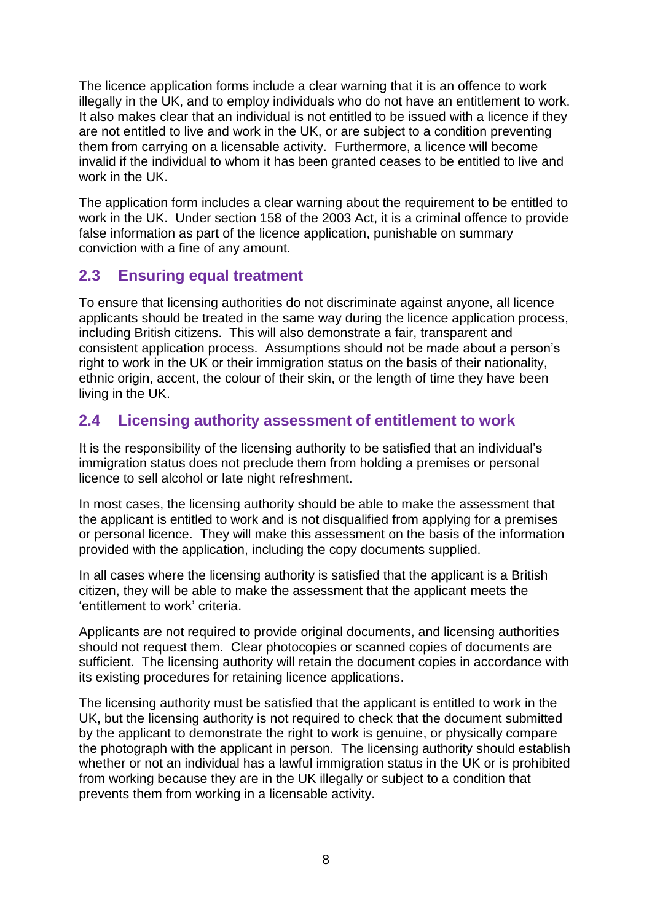The licence application forms include a clear warning that it is an offence to work illegally in the UK, and to employ individuals who do not have an entitlement to work. It also makes clear that an individual is not entitled to be issued with a licence if they are not entitled to live and work in the UK, or are subject to a condition preventing them from carrying on a licensable activity. Furthermore, a licence will become invalid if the individual to whom it has been granted ceases to be entitled to live and work in the UK.

The application form includes a clear warning about the requirement to be entitled to work in the UK. Under section 158 of the 2003 Act, it is a criminal offence to provide false information as part of the licence application, punishable on summary conviction with a fine of any amount.

## 2.3 Ensuring equal treatment

To ensure that licensing authorities do not discriminate against anyone, all licence applicants should be treated in the same way during the licence application process, including British citizens. This will also demonstrate a fair, transparent and consistent application process. Assumptions should not be made about a person's right to work in the UK or their immigration status on the basis of their nationality, ethnic origin, accent, the colour of their skin, or the length of time they have been living in the UK.

## 2.4 Licensing authority assessment of entitlement to work

It is the responsibility of the licensing authority to be satisfied that an individual's immigration status does not preclude them from holding a premises or personal licence to sell alcohol or late night refreshment.

In most cases, the licensing authority should be able to make the assessment that the applicant is entitled to work and is not disqualified from applying for a premises or personal licence. They will make this assessment on the basis of the information provided with the application, including the copy documents supplied.

In all cases where the licensing authority is satisfied that the applicant is a British citizen, they will be able to make the assessment that the applicant meets the 'entitlement to work' criteria.

Applicants are not required to provide original documents, and licensing authorities should not request them. Clear photocopies or scanned copies of documents are sufficient. The licensing authority will retain the document copies in accordance with its existing procedures for retaining licence applications.

The licensing authority must be satisfied that the applicant is entitled to work in the UK, but the licensing authority is not required to check that the document submitted by the applicant to demonstrate the right to work is genuine, or physically compare the photograph with the applicant in person. The licensing authority should establish whether or not an individual has a lawful immigration status in the UK or is prohibited from working because they are in the UK illegally or subject to a condition that prevents them from working in a licensable activity.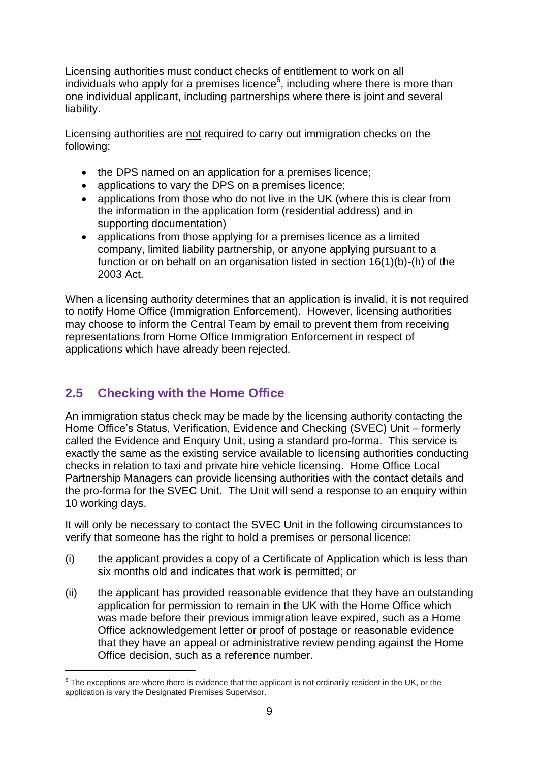Licensing authorities must conduct checks of entitlement to work on all individuals who apply for a premises licence[6], including where there is more than one individual applicant, including partnerships where there is joint and several liability.

Licensing authorities are not required to carry out immigration checks on the following:

- the DPS named on an application for a premises licence;
- applications to vary the DPS on a premises licence;
- applications from those who do not live in the UK (where this is clear from the information in the application form (residential address) and in supporting documentation)
- applications from those applying for a premises licence as a limited company, limited liability partnership, or anyone applying pursuant to a function or on behalf on an organisation listed in section 16(1)(b)-(h) of the 2003 Act.

When a licensing authority determines that an application is invalid, it is not required to notify Home Office (Immigration Enforcement). However, licensing authorities may choose to inform the Central Team by email to prevent them from receiving representations from Home Office Immigration Enforcement in respect of applications which have already been rejected.

## 2.5 Checking with the Home Office

An immigration status check may be made by the licensing authority contacting the Home Office's Status, Verification, Evidence and Checking (SVEC) Unit – formerly called the Evidence and Enquiry Unit, using a standard pro-forma. This service is exactly the same as the existing service available to licensing authorities conducting checks in relation to taxi and private hire vehicle licensing. Home Office Local Partnership Managers can provide licensing authorities with the contact details and the pro-forma for the SVEC Unit. The Unit will send a response to an enquiry within 10 working days.

It will only be necessary to contact the SVEC Unit in the following circumstances to verify that someone has the right to hold a premises or personal licence:

(i) the applicant provides a copy of a Certificate of Application which is less than six months old and indicates that work is permitted; or

(ii) the applicant has provided reasonable evidence that they have an outstanding application for permission to remain in the UK with the Home Office which was made before their previous immigration leave expired, such as a Home Office acknowledgement letter or proof of postage or reasonable evidence that they have an appeal or administrative review pending against the Home Office decision, such as a reference number.

[6] The exceptions are where there is evidence that the applicant is not ordinarily resident in the UK, or the application is vary the Designated Premises Supervisor.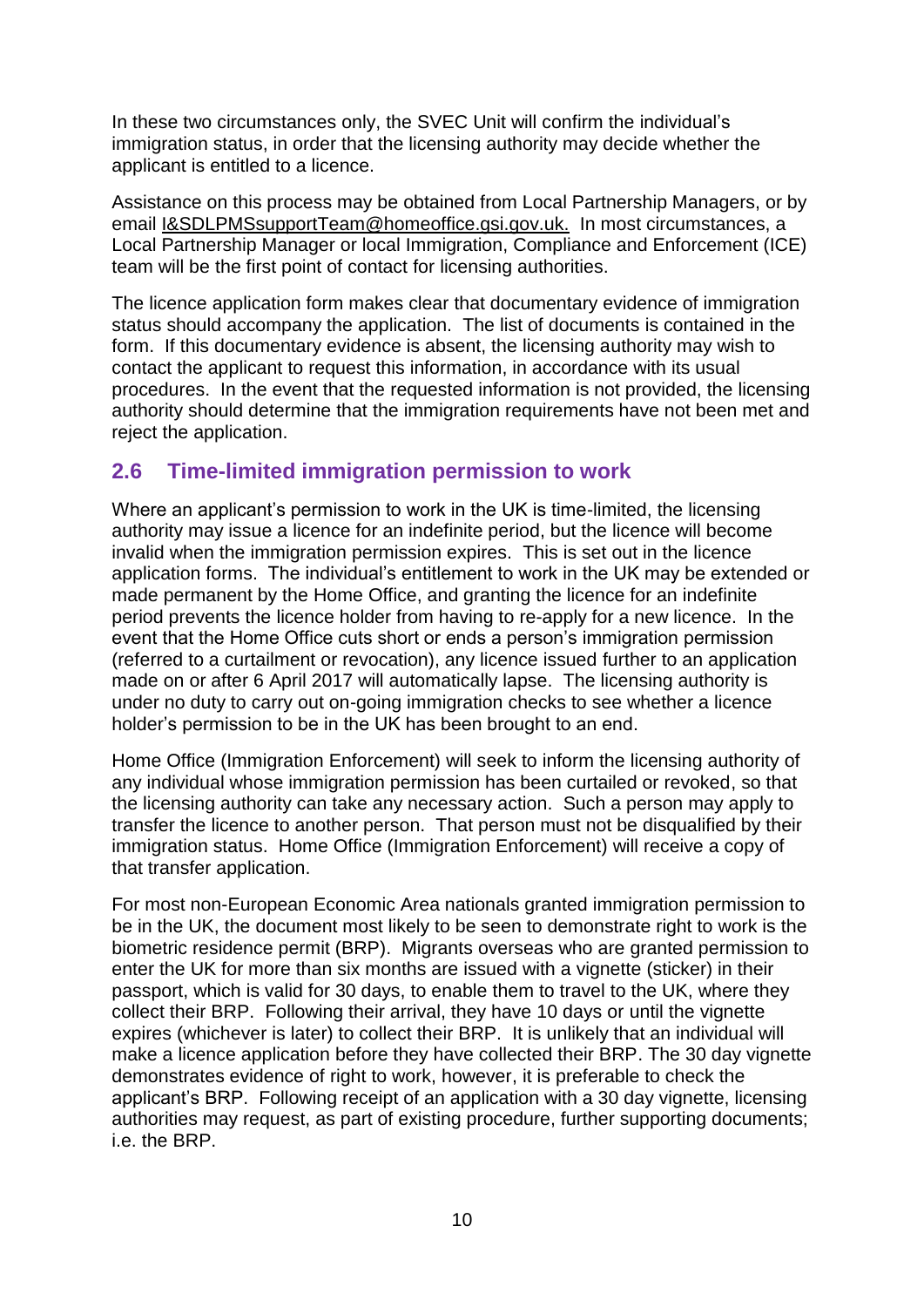In these two circumstances only, the SVEC Unit will confirm the individual's immigration status, in order that the licensing authority may decide whether the applicant is entitled to a licence.

Assistance on this process may be obtained from Local Partnership Managers, or by email I&SDLPMSsupportTeam@homeoffice.gsi.gov.uk. In most circumstances, a Local Partnership Manager or local Immigration, Compliance and Enforcement (ICE) team will be the first point of contact for licensing authorities.

The licence application form makes clear that documentary evidence of immigration status should accompany the application. The list of documents is contained in the form. If this documentary evidence is absent, the licensing authority may wish to contact the applicant to request this information, in accordance with its usual procedures. In the event that the requested information is not provided, the licensing authority should determine that the immigration requirements have not been met and reject the application.

## 2.6 Time-limited immigration permission to work

Where an applicant's permission to work in the UK is time-limited, the licensing authority may issue a licence for an indefinite period, but the licence will become invalid when the immigration permission expires. This is set out in the licence application forms. The individual's entitlement to work in the UK may be extended or made permanent by the Home Office, and granting the licence for an indefinite period prevents the licence holder from having to re-apply for a new licence. In the event that the Home Office cuts short or ends a person's immigration permission (referred to a curtailment or revocation), any licence issued further to an application made on or after 6 April 2017 will automatically lapse. The licensing authority is under no duty to carry out on-going immigration checks to see whether a licence holder's permission to be in the UK has been brought to an end.

Home Office (Immigration Enforcement) will seek to inform the licensing authority of any individual whose immigration permission has been curtailed or revoked, so that the licensing authority can take any necessary action. Such a person may apply to transfer the licence to another person. That person must not be disqualified by their immigration status. Home Office (Immigration Enforcement) will receive a copy of that transfer application.

For most non-European Economic Area nationals granted immigration permission to be in the UK, the document most likely to be seen to demonstrate right to work is the biometric residence permit (BRP). Migrants overseas who are granted permission to enter the UK for more than six months are issued with a vignette (sticker) in their passport, which is valid for 30 days, to enable them to travel to the UK, where they collect their BRP. Following their arrival, they have 10 days or until the vignette expires (whichever is later) to collect their BRP. It is unlikely that an individual will make a licence application before they have collected their BRP. The 30 day vignette demonstrates evidence of right to work, however, it is preferable to check the applicant's BRP. Following receipt of an application with a 30 day vignette, licensing authorities may request, as part of existing procedure, further supporting documents; i.e. the BRP.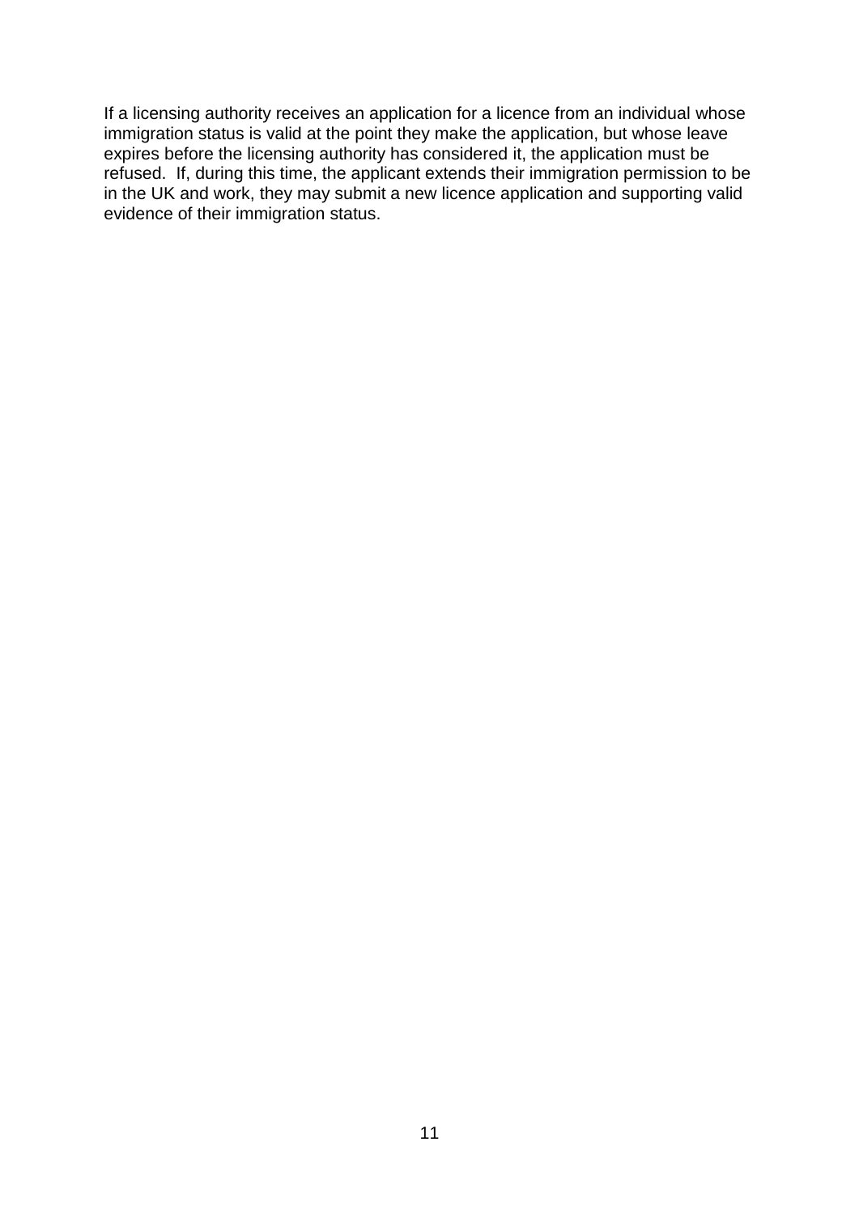If a licensing authority receives an application for a licence from an individual whose immigration status is valid at the point they make the application, but whose leave expires before the licensing authority has considered it, the application must be refused.  If, during this time, the applicant extends their immigration permission to be in the UK and work, they may submit a new licence application and supporting valid evidence of their immigration status.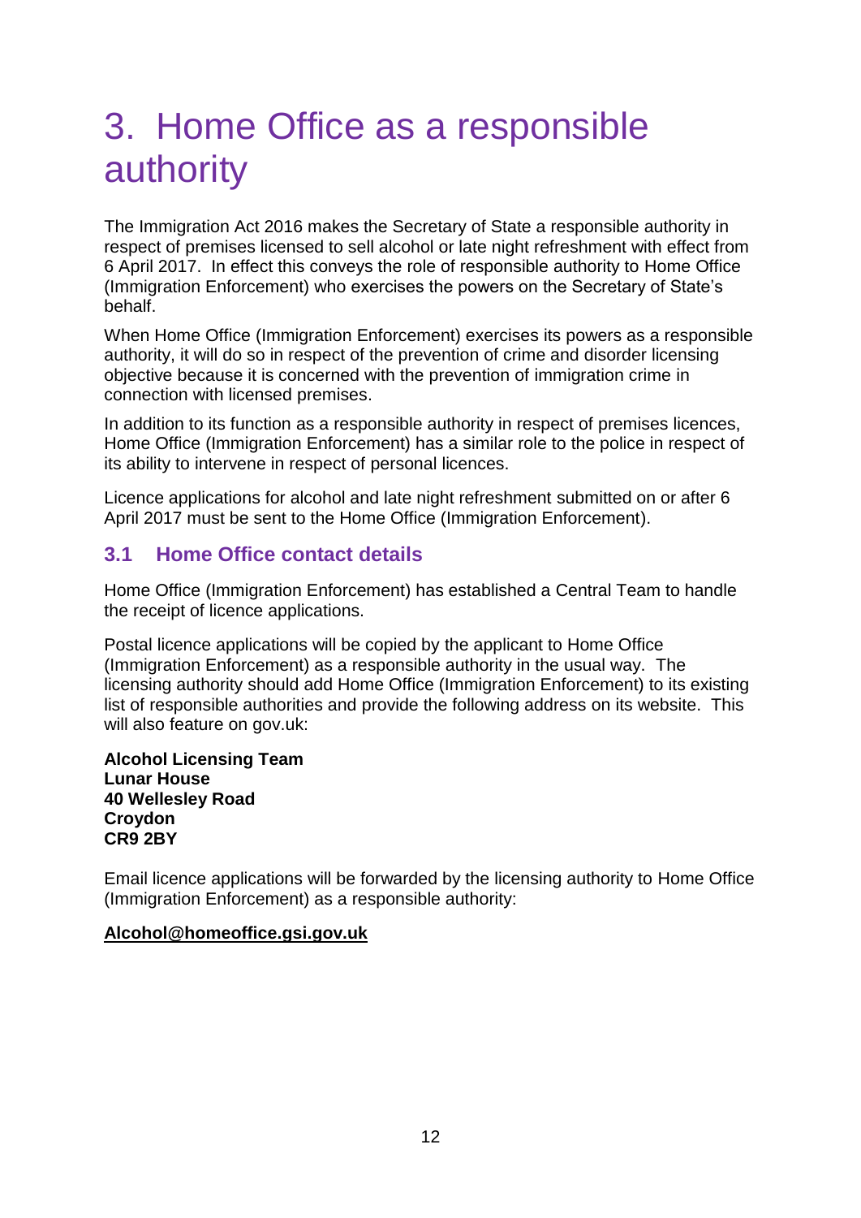# 3. Home Office as a responsible authority

The Immigration Act 2016 makes the Secretary of State a responsible authority in respect of premises licensed to sell alcohol or late night refreshment with effect from 6 April 2017. In effect this conveys the role of responsible authority to Home Office (Immigration Enforcement) who exercises the powers on the Secretary of State's behalf.

When Home Office (Immigration Enforcement) exercises its powers as a responsible authority, it will do so in respect of the prevention of crime and disorder licensing objective because it is concerned with the prevention of immigration crime in connection with licensed premises.

In addition to its function as a responsible authority in respect of premises licences, Home Office (Immigration Enforcement) has a similar role to the police in respect of its ability to intervene in respect of personal licences.

Licence applications for alcohol and late night refreshment submitted on or after 6 April 2017 must be sent to the Home Office (Immigration Enforcement).

## 3.1 Home Office contact details

Home Office (Immigration Enforcement) has established a Central Team to handle the receipt of licence applications.

Postal licence applications will be copied by the applicant to Home Office (Immigration Enforcement) as a responsible authority in the usual way. The licensing authority should add Home Office (Immigration Enforcement) to its existing list of responsible authorities and provide the following address on its website. This will also feature on gov.uk:

**Alcohol Licensing Team**
**Lunar House**
**40 Wellesley Road**
**Croydon**
**CR9 2BY**

Email licence applications will be forwarded by the licensing authority to Home Office (Immigration Enforcement) as a responsible authority:

**Alcohol@homeoffice.gsi.gov.uk**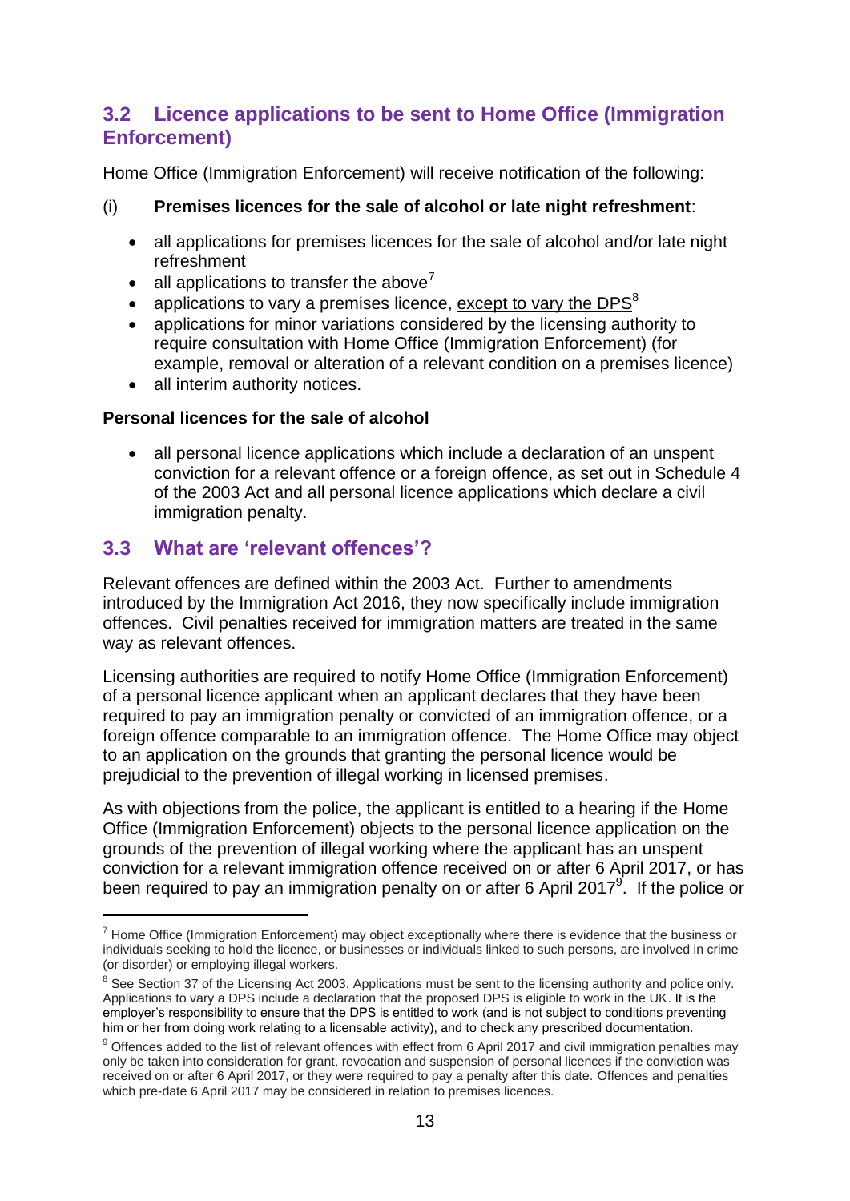## 3.2 Licence applications to be sent to Home Office (Immigration Enforcement)

Home Office (Immigration Enforcement) will receive notification of the following:

(i) **Premises licences for the sale of alcohol or late night refreshment**:

- all applications for premises licences for the sale of alcohol and/or late night refreshment
- all applications to transfer the above[7]
- applications to vary a premises licence, <u>except to vary the DPS</u>[8]
- applications for minor variations considered by the licensing authority to require consultation with Home Office (Immigration Enforcement) (for example, removal or alteration of a relevant condition on a premises licence)
- all interim authority notices.

**Personal licences for the sale of alcohol**

- all personal licence applications which include a declaration of an unspent conviction for a relevant offence or a foreign offence, as set out in Schedule 4 of the 2003 Act and all personal licence applications which declare a civil immigration penalty.

## 3.3 What are 'relevant offences'?

Relevant offences are defined within the 2003 Act. Further to amendments introduced by the Immigration Act 2016, they now specifically include immigration offences. Civil penalties received for immigration matters are treated in the same way as relevant offences.

Licensing authorities are required to notify Home Office (Immigration Enforcement) of a personal licence applicant when an applicant declares that they have been required to pay an immigration penalty or convicted of an immigration offence, or a foreign offence comparable to an immigration offence. The Home Office may object to an application on the grounds that granting the personal licence would be prejudicial to the prevention of illegal working in licensed premises.

As with objections from the police, the applicant is entitled to a hearing if the Home Office (Immigration Enforcement) objects to the personal licence application on the grounds of the prevention of illegal working where the applicant has an unspent conviction for a relevant immigration offence received on or after 6 April 2017, or has been required to pay an immigration penalty on or after 6 April 2017[9]. If the police or

---

[7] Home Office (Immigration Enforcement) may object exceptionally where there is evidence that the business or individuals seeking to hold the licence, or businesses or individuals linked to such persons, are involved in crime (or disorder) or employing illegal workers.

[8] See Section 37 of the Licensing Act 2003. Applications must be sent to the licensing authority and police only. Applications to vary a DPS include a declaration that the proposed DPS is eligible to work in the UK. It is the employer's responsibility to ensure that the DPS is entitled to work (and is not subject to conditions preventing him or her from doing work relating to a licensable activity), and to check any prescribed documentation.

[9] Offences added to the list of relevant offences with effect from 6 April 2017 and civil immigration penalties may only be taken into consideration for grant, revocation and suspension of personal licences if the conviction was received on or after 6 April 2017, or they were required to pay a penalty after this date. Offences and penalties which pre-date 6 April 2017 may be considered in relation to premises licences.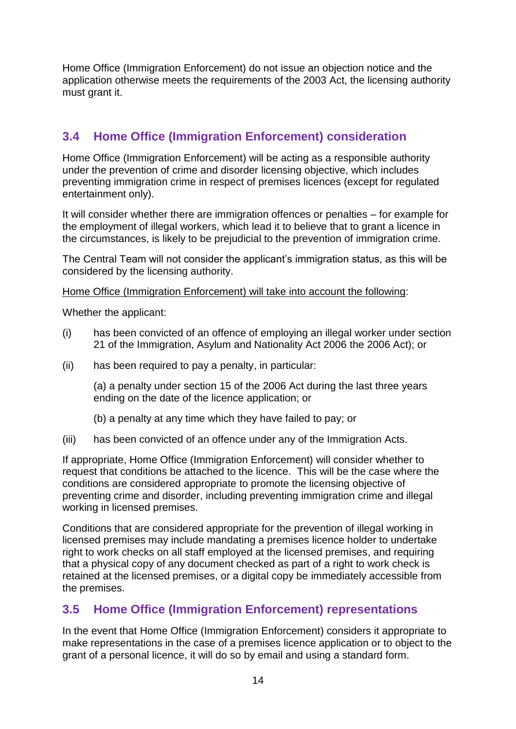Home Office (Immigration Enforcement) do not issue an objection notice and the application otherwise meets the requirements of the 2003 Act, the licensing authority must grant it.

## 3.4 Home Office (Immigration Enforcement) consideration

Home Office (Immigration Enforcement) will be acting as a responsible authority under the prevention of crime and disorder licensing objective, which includes preventing immigration crime in respect of premises licences (except for regulated entertainment only).

It will consider whether there are immigration offences or penalties – for example for the employment of illegal workers, which lead it to believe that to grant a licence in the circumstances, is likely to be prejudicial to the prevention of immigration crime.

The Central Team will not consider the applicant's immigration status, as this will be considered by the licensing authority.

Home Office (Immigration Enforcement) will take into account the following:

Whether the applicant:

(i) has been convicted of an offence of employing an illegal worker under section 21 of the Immigration, Asylum and Nationality Act 2006 the 2006 Act); or

(ii) has been required to pay a penalty, in particular:

(a) a penalty under section 15 of the 2006 Act during the last three years ending on the date of the licence application; or

(b) a penalty at any time which they have failed to pay; or

(iii) has been convicted of an offence under any of the Immigration Acts.

If appropriate, Home Office (Immigration Enforcement) will consider whether to request that conditions be attached to the licence. This will be the case where the conditions are considered appropriate to promote the licensing objective of preventing crime and disorder, including preventing immigration crime and illegal working in licensed premises.

Conditions that are considered appropriate for the prevention of illegal working in licensed premises may include mandating a premises licence holder to undertake right to work checks on all staff employed at the licensed premises, and requiring that a physical copy of any document checked as part of a right to work check is retained at the licensed premises, or a digital copy be immediately accessible from the premises.

## 3.5 Home Office (Immigration Enforcement) representations

In the event that Home Office (Immigration Enforcement) considers it appropriate to make representations in the case of a premises licence application or to object to the grant of a personal licence, it will do so by email and using a standard form.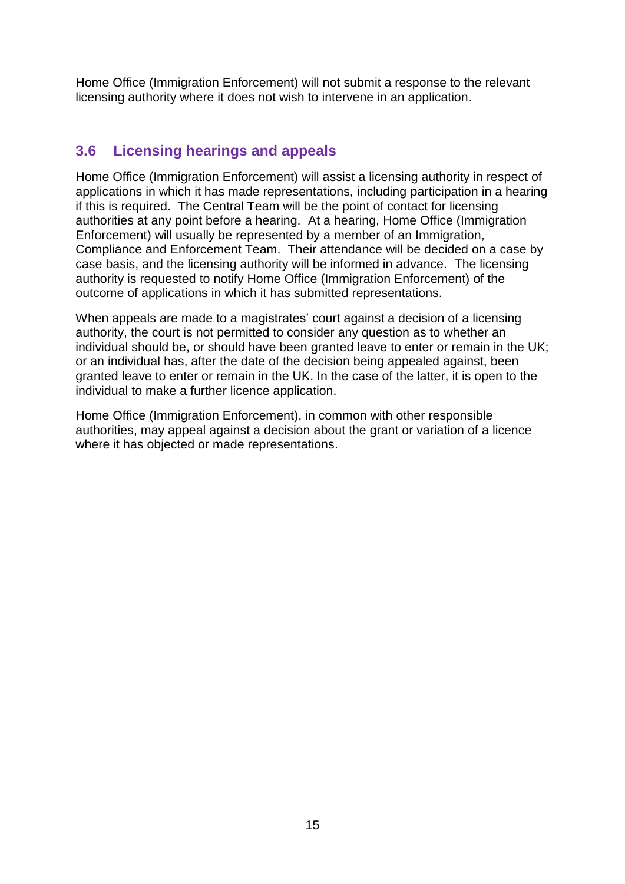Home Office (Immigration Enforcement) will not submit a response to the relevant licensing authority where it does not wish to intervene in an application.

## 3.6 Licensing hearings and appeals

Home Office (Immigration Enforcement) will assist a licensing authority in respect of applications in which it has made representations, including participation in a hearing if this is required. The Central Team will be the point of contact for licensing authorities at any point before a hearing. At a hearing, Home Office (Immigration Enforcement) will usually be represented by a member of an Immigration, Compliance and Enforcement Team. Their attendance will be decided on a case by case basis, and the licensing authority will be informed in advance. The licensing authority is requested to notify Home Office (Immigration Enforcement) of the outcome of applications in which it has submitted representations.

When appeals are made to a magistrates' court against a decision of a licensing authority, the court is not permitted to consider any question as to whether an individual should be, or should have been granted leave to enter or remain in the UK; or an individual has, after the date of the decision being appealed against, been granted leave to enter or remain in the UK. In the case of the latter, it is open to the individual to make a further licence application.

Home Office (Immigration Enforcement), in common with other responsible authorities, may appeal against a decision about the grant or variation of a licence where it has objected or made representations.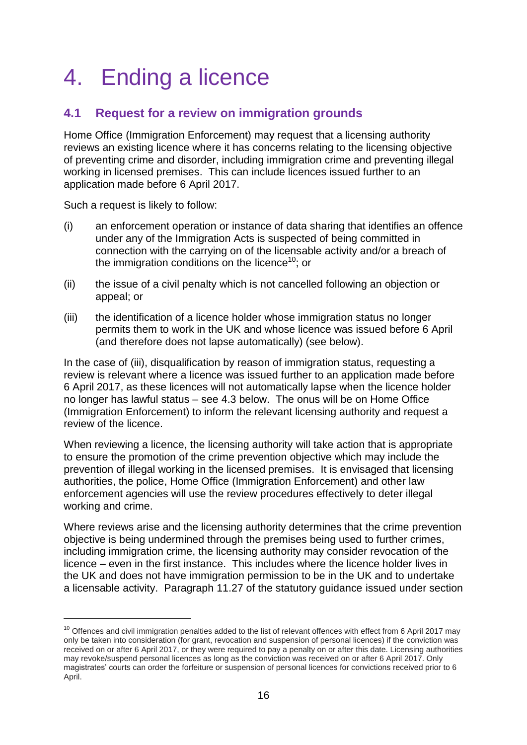# 4. Ending a licence

## 4.1 Request for a review on immigration grounds

Home Office (Immigration Enforcement) may request that a licensing authority reviews an existing licence where it has concerns relating to the licensing objective of preventing crime and disorder, including immigration crime and preventing illegal working in licensed premises. This can include licences issued further to an application made before 6 April 2017.

Such a request is likely to follow:

(i) an enforcement operation or instance of data sharing that identifies an offence under any of the Immigration Acts is suspected of being committed in connection with the carrying on of the licensable activity and/or a breach of the immigration conditions on the licence[10]; or

(ii) the issue of a civil penalty which is not cancelled following an objection or appeal; or

(iii) the identification of a licence holder whose immigration status no longer permits them to work in the UK and whose licence was issued before 6 April (and therefore does not lapse automatically) (see below).

In the case of (iii), disqualification by reason of immigration status, requesting a review is relevant where a licence was issued further to an application made before 6 April 2017, as these licences will not automatically lapse when the licence holder no longer has lawful status – see 4.3 below. The onus will be on Home Office (Immigration Enforcement) to inform the relevant licensing authority and request a review of the licence.

When reviewing a licence, the licensing authority will take action that is appropriate to ensure the promotion of the crime prevention objective which may include the prevention of illegal working in the licensed premises. It is envisaged that licensing authorities, the police, Home Office (Immigration Enforcement) and other law enforcement agencies will use the review procedures effectively to deter illegal working and crime.

Where reviews arise and the licensing authority determines that the crime prevention objective is being undermined through the premises being used to further crimes, including immigration crime, the licensing authority may consider revocation of the licence – even in the first instance. This includes where the licence holder lives in the UK and does not have immigration permission to be in the UK and to undertake a licensable activity. Paragraph 11.27 of the statutory guidance issued under section

[10] Offences and civil immigration penalties added to the list of relevant offences with effect from 6 April 2017 may only be taken into consideration (for grant, revocation and suspension of personal licences) if the conviction was received on or after 6 April 2017, or they were required to pay a penalty on or after this date. Licensing authorities may revoke/suspend personal licences as long as the conviction was received on or after 6 April 2017. Only magistrates' courts can order the forfeiture or suspension of personal licences for convictions received prior to 6 April.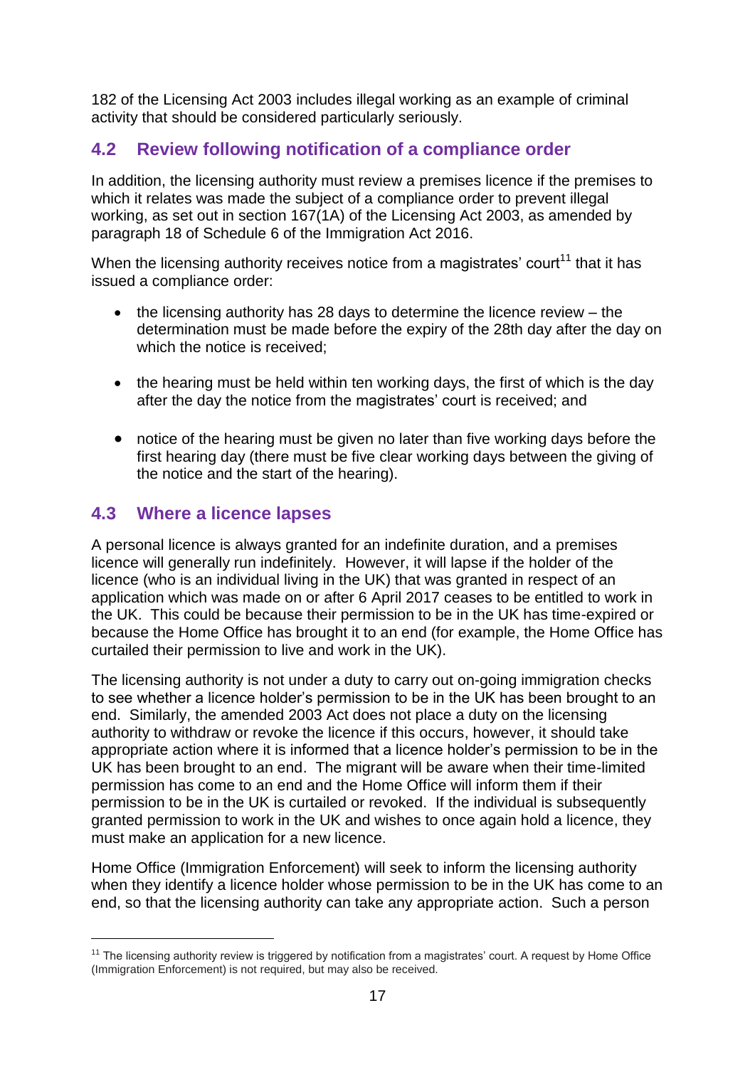182 of the Licensing Act 2003 includes illegal working as an example of criminal activity that should be considered particularly seriously.

## 4.2 Review following notification of a compliance order

In addition, the licensing authority must review a premises licence if the premises to which it relates was made the subject of a compliance order to prevent illegal working, as set out in section 167(1A) of the Licensing Act 2003, as amended by paragraph 18 of Schedule 6 of the Immigration Act 2016.

When the licensing authority receives notice from a magistrates' court[11] that it has issued a compliance order:

- the licensing authority has 28 days to determine the licence review – the determination must be made before the expiry of the 28th day after the day on which the notice is received;
- the hearing must be held within ten working days, the first of which is the day after the day the notice from the magistrates' court is received; and
- notice of the hearing must be given no later than five working days before the first hearing day (there must be five clear working days between the giving of the notice and the start of the hearing).

## 4.3 Where a licence lapses

A personal licence is always granted for an indefinite duration, and a premises licence will generally run indefinitely. However, it will lapse if the holder of the licence (who is an individual living in the UK) that was granted in respect of an application which was made on or after 6 April 2017 ceases to be entitled to work in the UK. This could be because their permission to be in the UK has time-expired or because the Home Office has brought it to an end (for example, the Home Office has curtailed their permission to live and work in the UK).

The licensing authority is not under a duty to carry out on-going immigration checks to see whether a licence holder's permission to be in the UK has been brought to an end. Similarly, the amended 2003 Act does not place a duty on the licensing authority to withdraw or revoke the licence if this occurs, however, it should take appropriate action where it is informed that a licence holder's permission to be in the UK has been brought to an end. The migrant will be aware when their time-limited permission has come to an end and the Home Office will inform them if their permission to be in the UK is curtailed or revoked. If the individual is subsequently granted permission to work in the UK and wishes to once again hold a licence, they must make an application for a new licence.

Home Office (Immigration Enforcement) will seek to inform the licensing authority when they identify a licence holder whose permission to be in the UK has come to an end, so that the licensing authority can take any appropriate action. Such a person

[11] The licensing authority review is triggered by notification from a magistrates' court. A request by Home Office (Immigration Enforcement) is not required, but may also be received.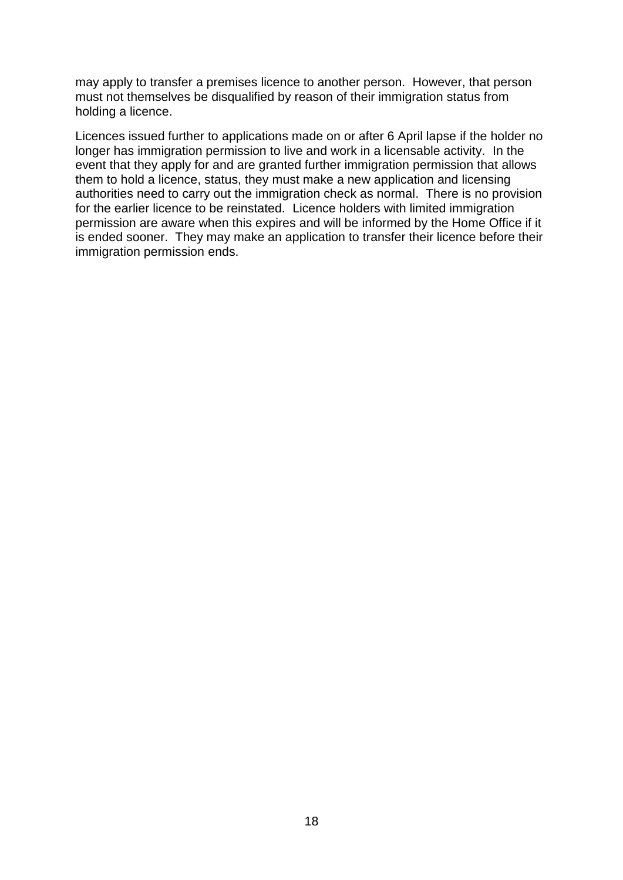may apply to transfer a premises licence to another person. However, that person must not themselves be disqualified by reason of their immigration status from holding a licence.

Licences issued further to applications made on or after 6 April lapse if the holder no longer has immigration permission to live and work in a licensable activity. In the event that they apply for and are granted further immigration permission that allows them to hold a licence, status, they must make a new application and licensing authorities need to carry out the immigration check as normal. There is no provision for the earlier licence to be reinstated. Licence holders with limited immigration permission are aware when this expires and will be informed by the Home Office if it is ended sooner. They may make an application to transfer their licence before their immigration permission ends.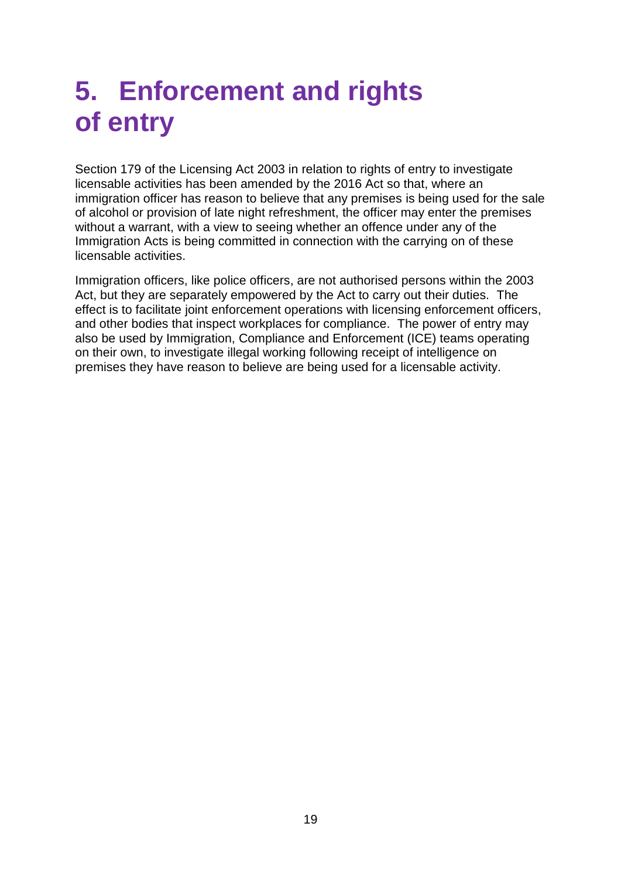# 5. Enforcement and rights of entry

Section 179 of the Licensing Act 2003 in relation to rights of entry to investigate licensable activities has been amended by the 2016 Act so that, where an immigration officer has reason to believe that any premises is being used for the sale of alcohol or provision of late night refreshment, the officer may enter the premises without a warrant, with a view to seeing whether an offence under any of the Immigration Acts is being committed in connection with the carrying on of these licensable activities.

Immigration officers, like police officers, are not authorised persons within the 2003 Act, but they are separately empowered by the Act to carry out their duties. The effect is to facilitate joint enforcement operations with licensing enforcement officers, and other bodies that inspect workplaces for compliance. The power of entry may also be used by Immigration, Compliance and Enforcement (ICE) teams operating on their own, to investigate illegal working following receipt of intelligence on premises they have reason to believe are being used for a licensable activity.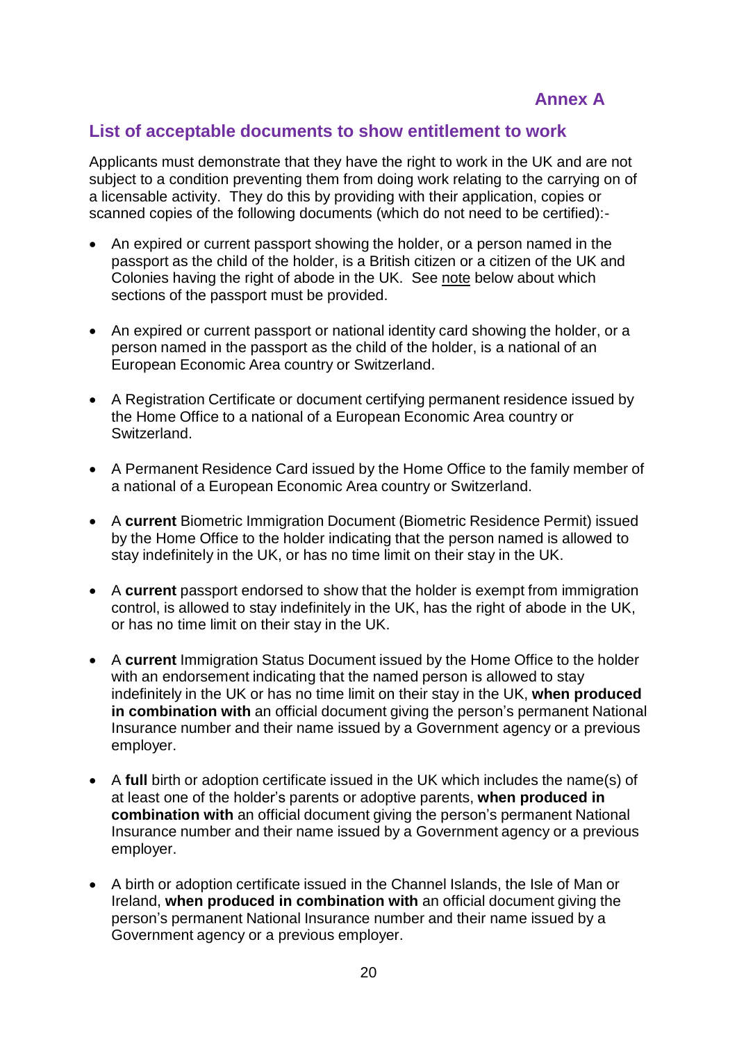# Annex A

## List of acceptable documents to show entitlement to work

Applicants must demonstrate that they have the right to work in the UK and are not subject to a condition preventing them from doing work relating to the carrying on of a licensable activity. They do this by providing with their application, copies or scanned copies of the following documents (which do not need to be certified):-

- An expired or current passport showing the holder, or a person named in the passport as the child of the holder, is a British citizen or a citizen of the UK and Colonies having the right of abode in the UK. See note below about which sections of the passport must be provided.
- An expired or current passport or national identity card showing the holder, or a person named in the passport as the child of the holder, is a national of an European Economic Area country or Switzerland.
- A Registration Certificate or document certifying permanent residence issued by the Home Office to a national of a European Economic Area country or Switzerland.
- A Permanent Residence Card issued by the Home Office to the family member of a national of a European Economic Area country or Switzerland.
- A **current** Biometric Immigration Document (Biometric Residence Permit) issued by the Home Office to the holder indicating that the person named is allowed to stay indefinitely in the UK, or has no time limit on their stay in the UK.
- A **current** passport endorsed to show that the holder is exempt from immigration control, is allowed to stay indefinitely in the UK, has the right of abode in the UK, or has no time limit on their stay in the UK.
- A **current** Immigration Status Document issued by the Home Office to the holder with an endorsement indicating that the named person is allowed to stay indefinitely in the UK or has no time limit on their stay in the UK, **when produced in combination with** an official document giving the person's permanent National Insurance number and their name issued by a Government agency or a previous employer.
- A **full** birth or adoption certificate issued in the UK which includes the name(s) of at least one of the holder's parents or adoptive parents, **when produced in combination with** an official document giving the person's permanent National Insurance number and their name issued by a Government agency or a previous employer.
- A birth or adoption certificate issued in the Channel Islands, the Isle of Man or Ireland, **when produced in combination with** an official document giving the person's permanent National Insurance number and their name issued by a Government agency or a previous employer.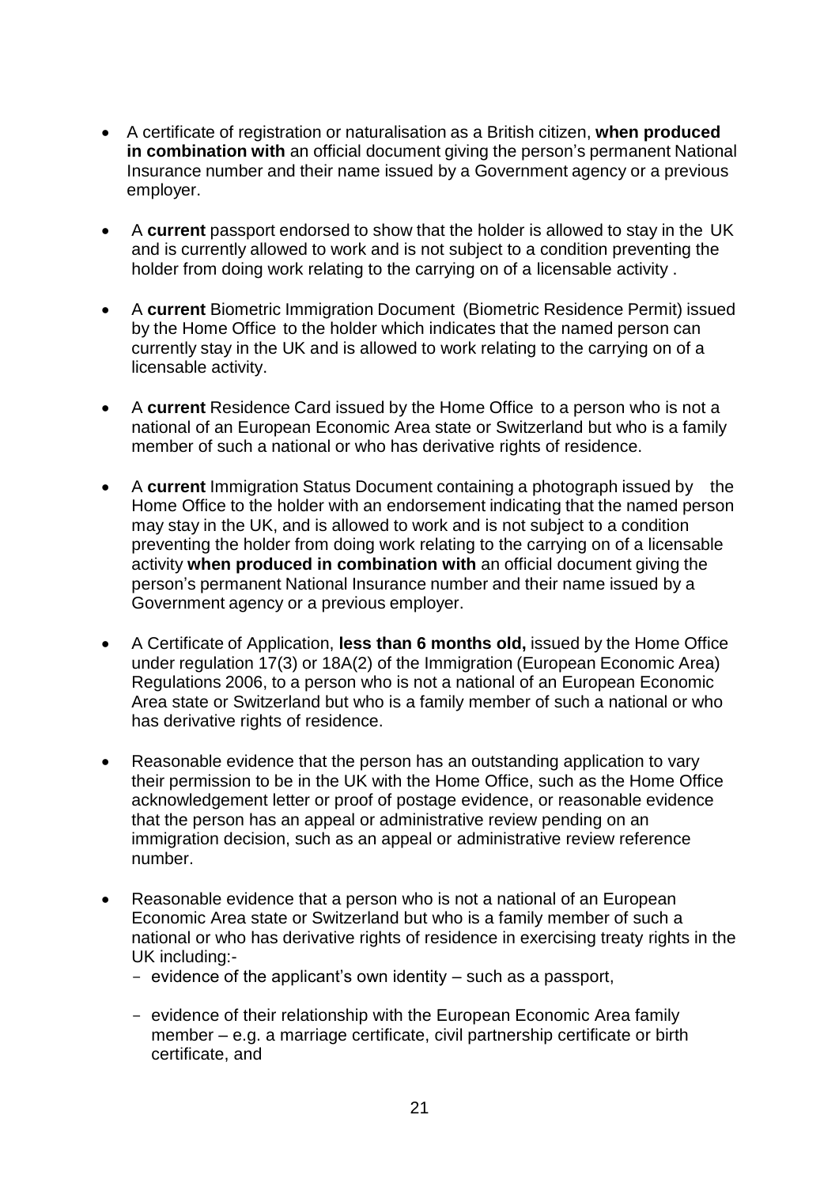- A certificate of registration or naturalisation as a British citizen, **when produced in combination with** an official document giving the person's permanent National Insurance number and their name issued by a Government agency or a previous employer.

- A **current** passport endorsed to show that the holder is allowed to stay in the UK and is currently allowed to work and is not subject to a condition preventing the holder from doing work relating to the carrying on of a licensable activity .

- A **current** Biometric Immigration Document (Biometric Residence Permit) issued by the Home Office to the holder which indicates that the named person can currently stay in the UK and is allowed to work relating to the carrying on of a licensable activity.

- A **current** Residence Card issued by the Home Office to a person who is not a national of an European Economic Area state or Switzerland but who is a family member of such a national or who has derivative rights of residence.

- A **current** Immigration Status Document containing a photograph issued by the Home Office to the holder with an endorsement indicating that the named person may stay in the UK, and is allowed to work and is not subject to a condition preventing the holder from doing work relating to the carrying on of a licensable activity **when produced in combination with** an official document giving the person's permanent National Insurance number and their name issued by a Government agency or a previous employer.

- A Certificate of Application, **less than 6 months old,** issued by the Home Office under regulation 17(3) or 18A(2) of the Immigration (European Economic Area) Regulations 2006, to a person who is not a national of an European Economic Area state or Switzerland but who is a family member of such a national or who has derivative rights of residence.

- Reasonable evidence that the person has an outstanding application to vary their permission to be in the UK with the Home Office, such as the Home Office acknowledgement letter or proof of postage evidence, or reasonable evidence that the person has an appeal or administrative review pending on an immigration decision, such as an appeal or administrative review reference number.

- Reasonable evidence that a person who is not a national of an European Economic Area state or Switzerland but who is a family member of such a national or who has derivative rights of residence in exercising treaty rights in the UK including:-
  - evidence of the applicant's own identity – such as a passport,
  - evidence of their relationship with the European Economic Area family member – e.g. a marriage certificate, civil partnership certificate or birth certificate, and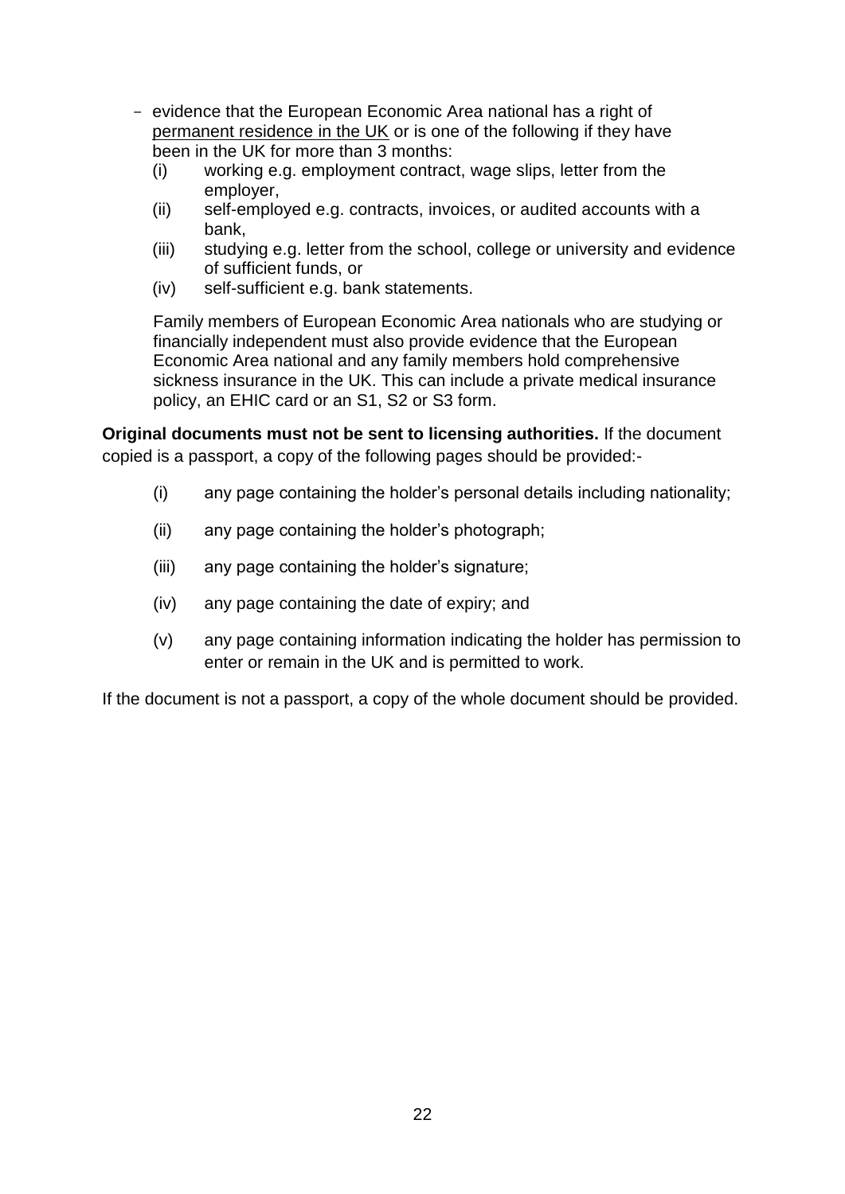- evidence that the European Economic Area national has a right of permanent residence in the UK or is one of the following if they have been in the UK for more than 3 months:
  - (i) working e.g. employment contract, wage slips, letter from the employer,
  - (ii) self-employed e.g. contracts, invoices, or audited accounts with a bank,
  - (iii) studying e.g. letter from the school, college or university and evidence of sufficient funds, or
  - (iv) self-sufficient e.g. bank statements.

  Family members of European Economic Area nationals who are studying or financially independent must also provide evidence that the European Economic Area national and any family members hold comprehensive sickness insurance in the UK. This can include a private medical insurance policy, an EHIC card or an S1, S2 or S3 form.

**Original documents must not be sent to licensing authorities.** If the document copied is a passport, a copy of the following pages should be provided:-

(i) any page containing the holder's personal details including nationality;

(ii) any page containing the holder's photograph;

(iii) any page containing the holder's signature;

(iv) any page containing the date of expiry; and

(v) any page containing information indicating the holder has permission to enter or remain in the UK and is permitted to work.

If the document is not a passport, a copy of the whole document should be provided.